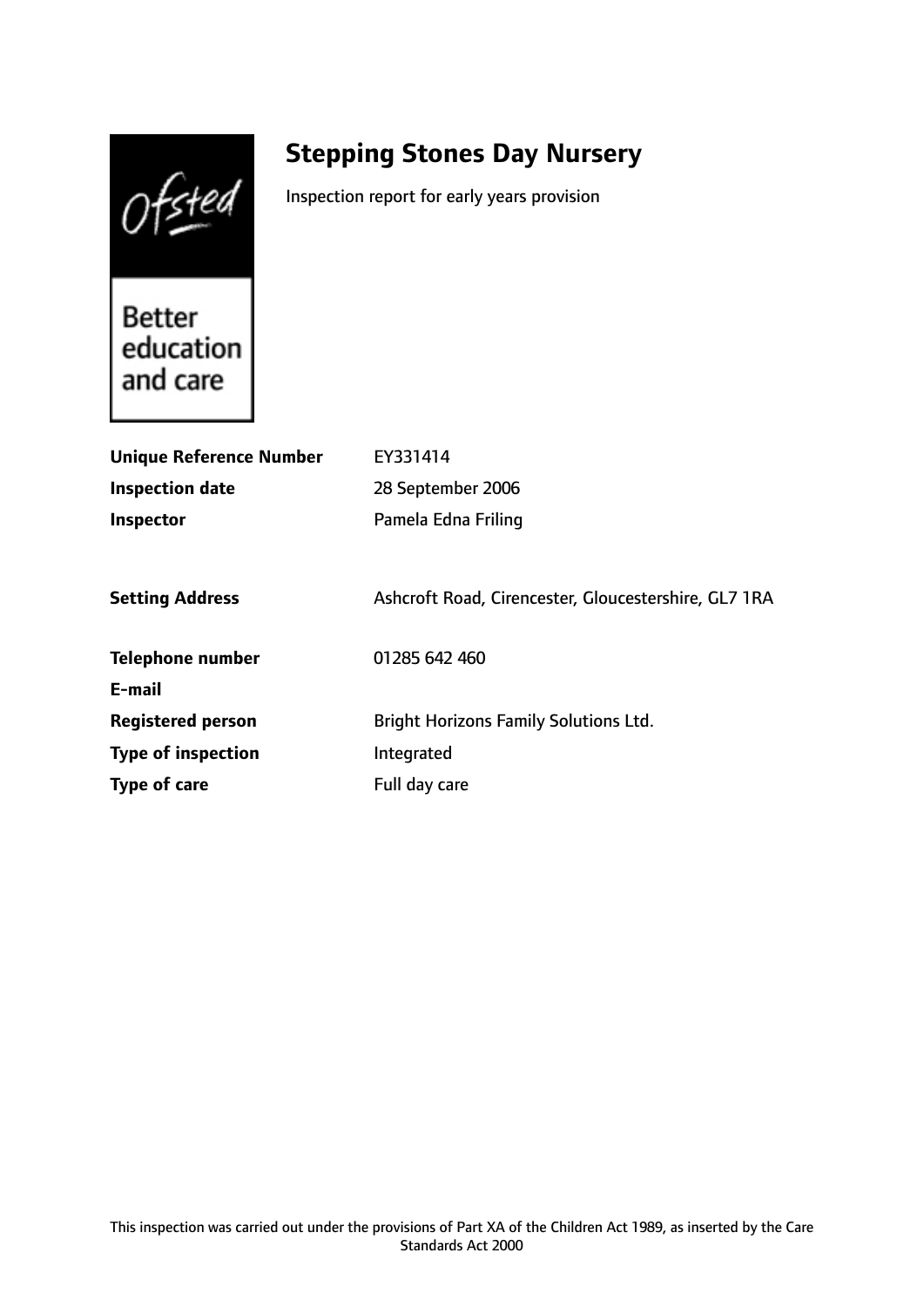# Stepping Stones Day Nursery

Inspection report for early years provision

Ofsted

Better education and care

| | |
|---|---|
| **Unique Reference Number** | EY331414 |
| **Inspection date** | 28 September 2006 |
| **Inspector** | Pamela Edna Friling |
| | |
| **Setting Address** | Ashcroft Road, Cirencester, Gloucestershire, GL7 1RA |
| | |
| **Telephone number** | 01285 642 460 |
| **E-mail** | |
| **Registered person** | Bright Horizons Family Solutions Ltd. |
| **Type of inspection** | Integrated |
| **Type of care** | Full day care |

This inspection was carried out under the provisions of Part XA of the Children Act 1989, as inserted by the Care Standards Act 2000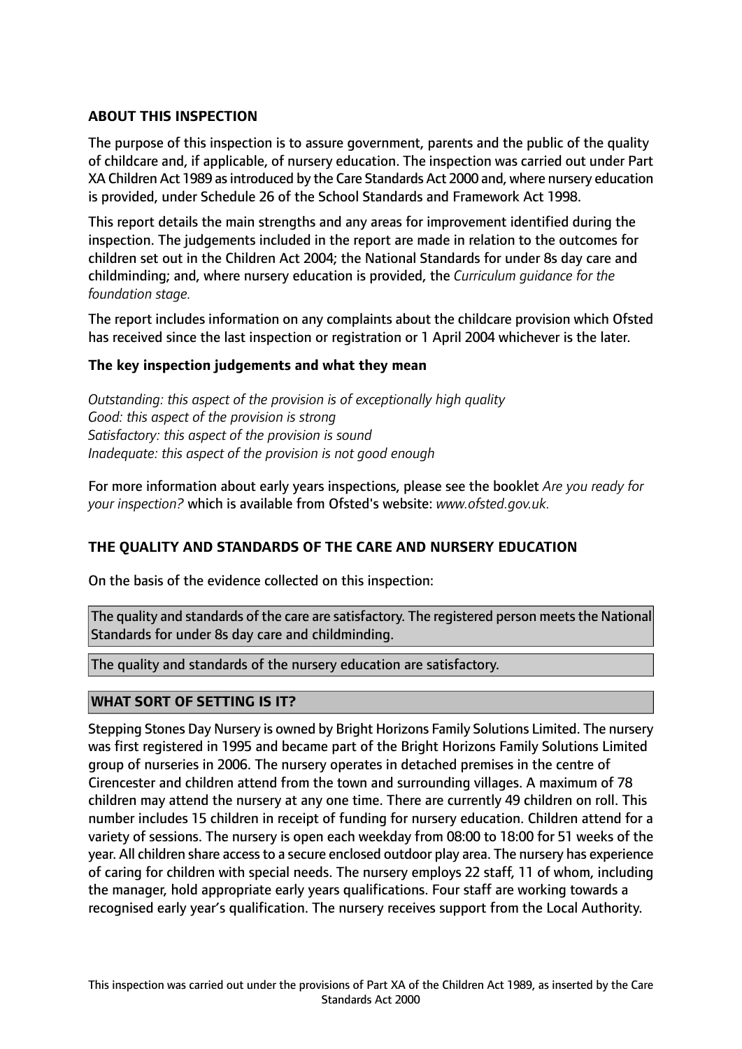## ABOUT THIS INSPECTION

The purpose of this inspection is to assure government, parents and the public of the quality of childcare and, if applicable, of nursery education. The inspection was carried out under Part XA Children Act 1989 as introduced by the Care Standards Act 2000 and, where nursery education is provided, under Schedule 26 of the School Standards and Framework Act 1998.

This report details the main strengths and any areas for improvement identified during the inspection. The judgements included in the report are made in relation to the outcomes for children set out in the Children Act 2004; the National Standards for under 8s day care and childminding; and, where nursery education is provided, the *Curriculum guidance for the foundation stage.*

The report includes information on any complaints about the childcare provision which Ofsted has received since the last inspection or registration or 1 April 2004 whichever is the later.

### The key inspection judgements and what they mean

*Outstanding: this aspect of the provision is of exceptionally high quality*
*Good: this aspect of the provision is strong*
*Satisfactory: this aspect of the provision is sound*
*Inadequate: this aspect of the provision is not good enough*

For more information about early years inspections, please see the booklet *Are you ready for your inspection?* which is available from Ofsted's website: *www.ofsted.gov.uk.*

## THE QUALITY AND STANDARDS OF THE CARE AND NURSERY EDUCATION

On the basis of the evidence collected on this inspection:

The quality and standards of the care are satisfactory. The registered person meets the National Standards for under 8s day care and childminding.

The quality and standards of the nursery education are satisfactory.

## WHAT SORT OF SETTING IS IT?

Stepping Stones Day Nursery is owned by Bright Horizons Family Solutions Limited. The nursery was first registered in 1995 and became part of the Bright Horizons Family Solutions Limited group of nurseries in 2006. The nursery operates in detached premises in the centre of Cirencester and children attend from the town and surrounding villages. A maximum of 78 children may attend the nursery at any one time. There are currently 49 children on roll. This number includes 15 children in receipt of funding for nursery education. Children attend for a variety of sessions. The nursery is open each weekday from 08:00 to 18:00 for 51 weeks of the year. All children share access to a secure enclosed outdoor play area. The nursery has experience of caring for children with special needs. The nursery employs 22 staff, 11 of whom, including the manager, hold appropriate early years qualifications. Four staff are working towards a recognised early year's qualification. The nursery receives support from the Local Authority.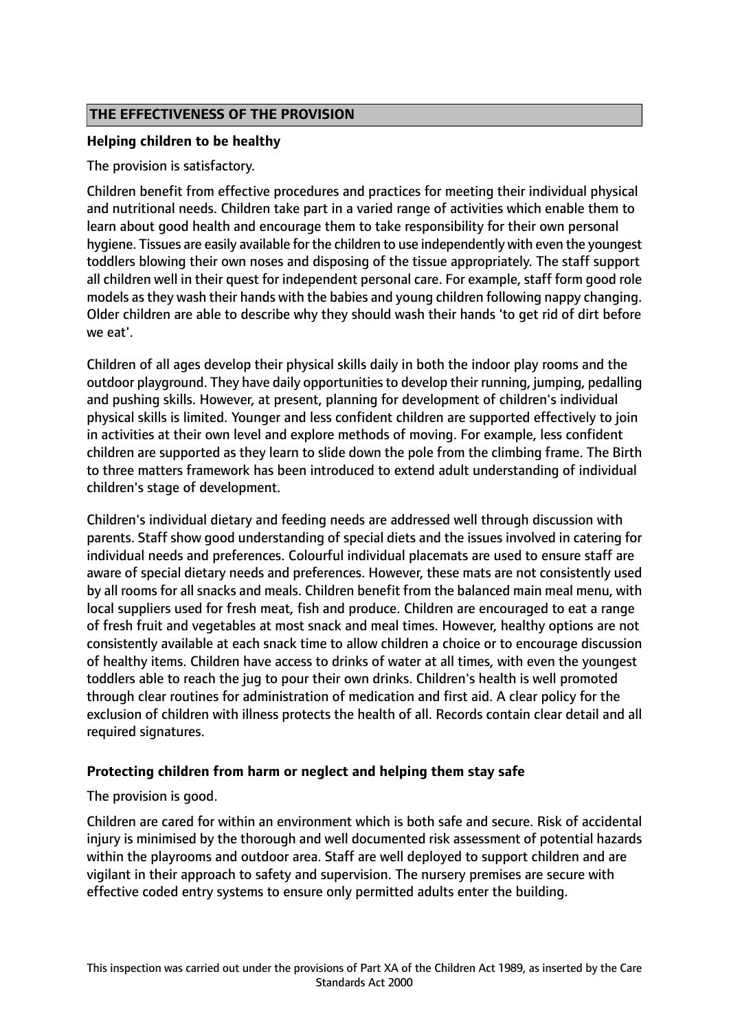## THE EFFECTIVENESS OF THE PROVISION

### Helping children to be healthy

The provision is satisfactory.

Children benefit from effective procedures and practices for meeting their individual physical and nutritional needs. Children take part in a varied range of activities which enable them to learn about good health and encourage them to take responsibility for their own personal hygiene. Tissues are easily available for the children to use independently with even the youngest toddlers blowing their own noses and disposing of the tissue appropriately. The staff support all children well in their quest for independent personal care. For example, staff form good role models as they wash their hands with the babies and young children following nappy changing. Older children are able to describe why they should wash their hands 'to get rid of dirt before we eat'.

Children of all ages develop their physical skills daily in both the indoor play rooms and the outdoor playground. They have daily opportunities to develop their running, jumping, pedalling and pushing skills. However, at present, planning for development of children's individual physical skills is limited. Younger and less confident children are supported effectively to join in activities at their own level and explore methods of moving. For example, less confident children are supported as they learn to slide down the pole from the climbing frame. The Birth to three matters framework has been introduced to extend adult understanding of individual children's stage of development.

Children's individual dietary and feeding needs are addressed well through discussion with parents. Staff show good understanding of special diets and the issues involved in catering for individual needs and preferences. Colourful individual placemats are used to ensure staff are aware of special dietary needs and preferences. However, these mats are not consistently used by all rooms for all snacks and meals. Children benefit from the balanced main meal menu, with local suppliers used for fresh meat, fish and produce. Children are encouraged to eat a range of fresh fruit and vegetables at most snack and meal times. However, healthy options are not consistently available at each snack time to allow children a choice or to encourage discussion of healthy items. Children have access to drinks of water at all times, with even the youngest toddlers able to reach the jug to pour their own drinks. Children's health is well promoted through clear routines for administration of medication and first aid. A clear policy for the exclusion of children with illness protects the health of all. Records contain clear detail and all required signatures.

### Protecting children from harm or neglect and helping them stay safe

The provision is good.

Children are cared for within an environment which is both safe and secure. Risk of accidental injury is minimised by the thorough and well documented risk assessment of potential hazards within the playrooms and outdoor area. Staff are well deployed to support children and are vigilant in their approach to safety and supervision. The nursery premises are secure with effective coded entry systems to ensure only permitted adults enter the building.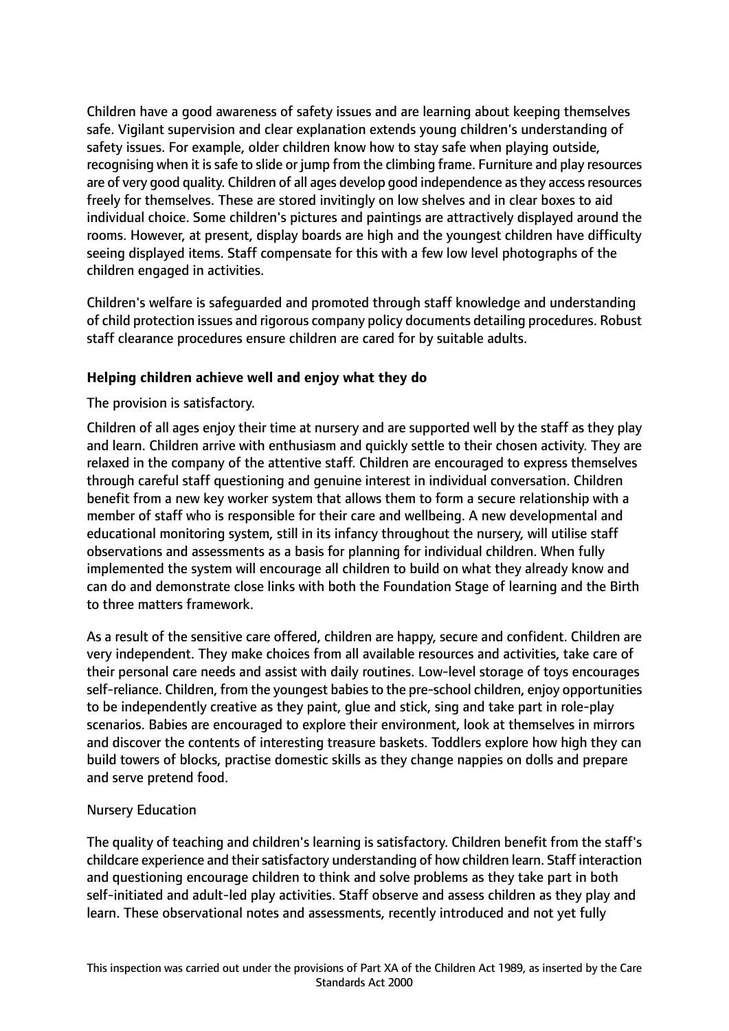Children have a good awareness of safety issues and are learning about keeping themselves safe. Vigilant supervision and clear explanation extends young children's understanding of safety issues. For example, older children know how to stay safe when playing outside, recognising when it is safe to slide or jump from the climbing frame. Furniture and play resources are of very good quality. Children of all ages develop good independence as they access resources freely for themselves. These are stored invitingly on low shelves and in clear boxes to aid individual choice. Some children's pictures and paintings are attractively displayed around the rooms. However, at present, display boards are high and the youngest children have difficulty seeing displayed items. Staff compensate for this with a few low level photographs of the children engaged in activities.

Children's welfare is safeguarded and promoted through staff knowledge and understanding of child protection issues and rigorous company policy documents detailing procedures. Robust staff clearance procedures ensure children are cared for by suitable adults.

**Helping children achieve well and enjoy what they do**

The provision is satisfactory.

Children of all ages enjoy their time at nursery and are supported well by the staff as they play and learn. Children arrive with enthusiasm and quickly settle to their chosen activity. They are relaxed in the company of the attentive staff. Children are encouraged to express themselves through careful staff questioning and genuine interest in individual conversation. Children benefit from a new key worker system that allows them to form a secure relationship with a member of staff who is responsible for their care and wellbeing. A new developmental and educational monitoring system, still in its infancy throughout the nursery, will utilise staff observations and assessments as a basis for planning for individual children. When fully implemented the system will encourage all children to build on what they already know and can do and demonstrate close links with both the Foundation Stage of learning and the Birth to three matters framework.

As a result of the sensitive care offered, children are happy, secure and confident. Children are very independent. They make choices from all available resources and activities, take care of their personal care needs and assist with daily routines. Low-level storage of toys encourages self-reliance. Children, from the youngest babies to the pre-school children, enjoy opportunities to be independently creative as they paint, glue and stick, sing and take part in role-play scenarios. Babies are encouraged to explore their environment, look at themselves in mirrors and discover the contents of interesting treasure baskets. Toddlers explore how high they can build towers of blocks, practise domestic skills as they change nappies on dolls and prepare and serve pretend food.

Nursery Education

The quality of teaching and children's learning is satisfactory. Children benefit from the staff's childcare experience and their satisfactory understanding of how children learn. Staff interaction and questioning encourage children to think and solve problems as they take part in both self-initiated and adult-led play activities. Staff observe and assess children as they play and learn. These observational notes and assessments, recently introduced and not yet fully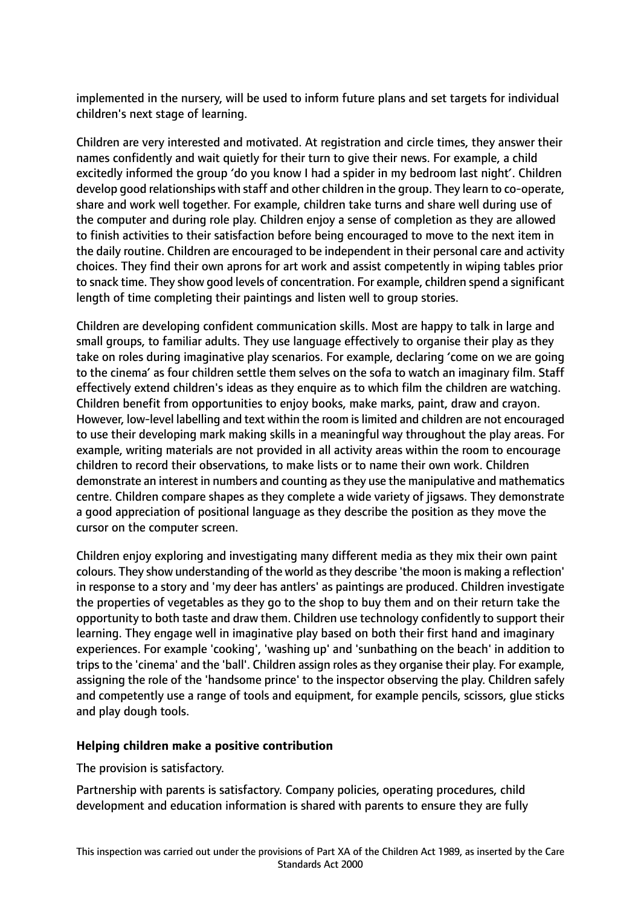implemented in the nursery, will be used to inform future plans and set targets for individual children's next stage of learning.

Children are very interested and motivated. At registration and circle times, they answer their names confidently and wait quietly for their turn to give their news. For example, a child excitedly informed the group 'do you know I had a spider in my bedroom last night'. Children develop good relationships with staff and other children in the group. They learn to co-operate, share and work well together. For example, children take turns and share well during use of the computer and during role play. Children enjoy a sense of completion as they are allowed to finish activities to their satisfaction before being encouraged to move to the next item in the daily routine. Children are encouraged to be independent in their personal care and activity choices. They find their own aprons for art work and assist competently in wiping tables prior to snack time. They show good levels of concentration. For example, children spend a significant length of time completing their paintings and listen well to group stories.

Children are developing confident communication skills. Most are happy to talk in large and small groups, to familiar adults. They use language effectively to organise their play as they take on roles during imaginative play scenarios. For example, declaring 'come on we are going to the cinema' as four children settle them selves on the sofa to watch an imaginary film. Staff effectively extend children's ideas as they enquire as to which film the children are watching. Children benefit from opportunities to enjoy books, make marks, paint, draw and crayon. However, low-level labelling and text within the room is limited and children are not encouraged to use their developing mark making skills in a meaningful way throughout the play areas. For example, writing materials are not provided in all activity areas within the room to encourage children to record their observations, to make lists or to name their own work. Children demonstrate an interest in numbers and counting as they use the manipulative and mathematics centre. Children compare shapes as they complete a wide variety of jigsaws. They demonstrate a good appreciation of positional language as they describe the position as they move the cursor on the computer screen.

Children enjoy exploring and investigating many different media as they mix their own paint colours. They show understanding of the world as they describe 'the moon is making a reflection' in response to a story and 'my deer has antlers' as paintings are produced. Children investigate the properties of vegetables as they go to the shop to buy them and on their return take the opportunity to both taste and draw them. Children use technology confidently to support their learning. They engage well in imaginative play based on both their first hand and imaginary experiences. For example 'cooking', 'washing up' and 'sunbathing on the beach' in addition to trips to the 'cinema' and the 'ball'. Children assign roles as they organise their play. For example, assigning the role of the 'handsome prince' to the inspector observing the play. Children safely and competently use a range of tools and equipment, for example pencils, scissors, glue sticks and play dough tools.

**Helping children make a positive contribution**

The provision is satisfactory.

Partnership with parents is satisfactory. Company policies, operating procedures, child development and education information is shared with parents to ensure they are fully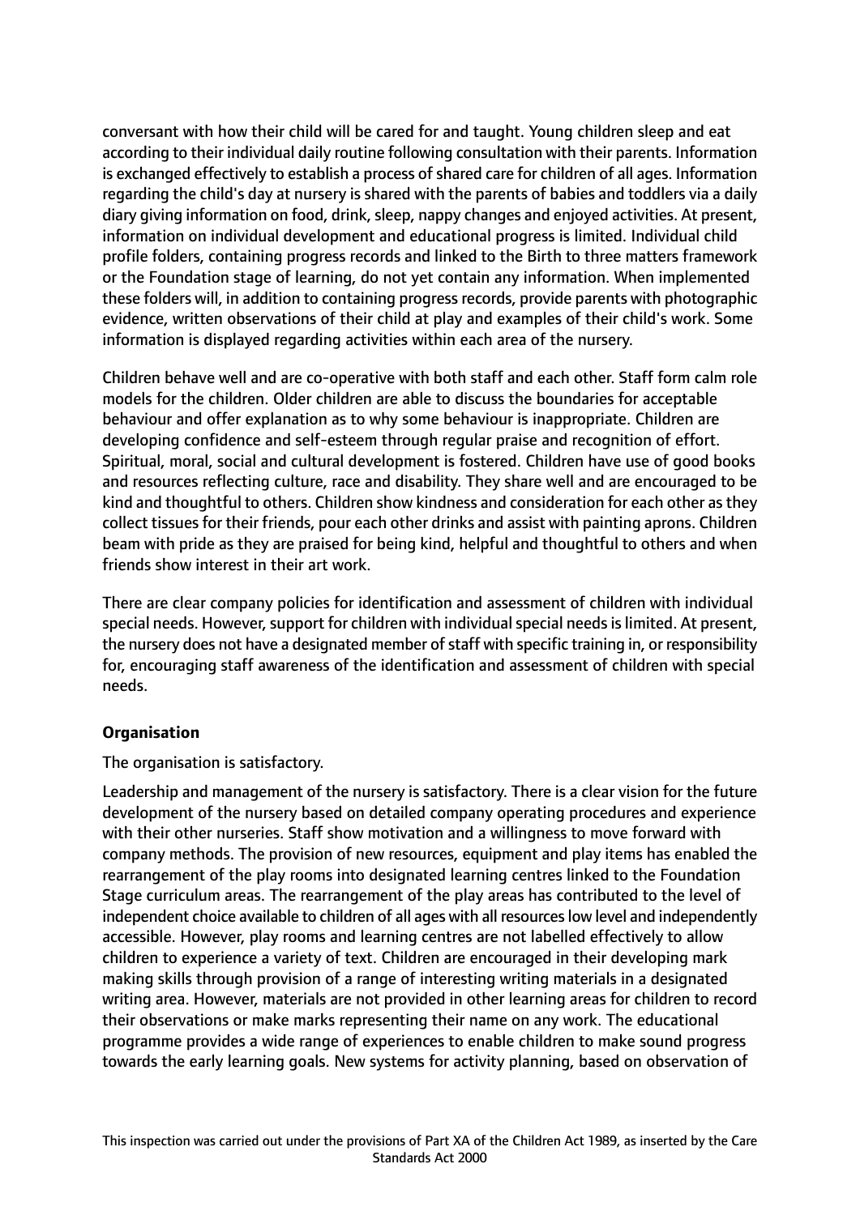conversant with how their child will be cared for and taught. Young children sleep and eat according to their individual daily routine following consultation with their parents. Information is exchanged effectively to establish a process of shared care for children of all ages. Information regarding the child's day at nursery is shared with the parents of babies and toddlers via a daily diary giving information on food, drink, sleep, nappy changes and enjoyed activities. At present, information on individual development and educational progress is limited. Individual child profile folders, containing progress records and linked to the Birth to three matters framework or the Foundation stage of learning, do not yet contain any information. When implemented these folders will, in addition to containing progress records, provide parents with photographic evidence, written observations of their child at play and examples of their child's work. Some information is displayed regarding activities within each area of the nursery.

Children behave well and are co-operative with both staff and each other. Staff form calm role models for the children. Older children are able to discuss the boundaries for acceptable behaviour and offer explanation as to why some behaviour is inappropriate. Children are developing confidence and self-esteem through regular praise and recognition of effort. Spiritual, moral, social and cultural development is fostered. Children have use of good books and resources reflecting culture, race and disability. They share well and are encouraged to be kind and thoughtful to others. Children show kindness and consideration for each other as they collect tissues for their friends, pour each other drinks and assist with painting aprons. Children beam with pride as they are praised for being kind, helpful and thoughtful to others and when friends show interest in their art work.

There are clear company policies for identification and assessment of children with individual special needs. However, support for children with individual special needs is limited. At present, the nursery does not have a designated member of staff with specific training in, or responsibility for, encouraging staff awareness of the identification and assessment of children with special needs.

**Organisation**

The organisation is satisfactory.

Leadership and management of the nursery is satisfactory. There is a clear vision for the future development of the nursery based on detailed company operating procedures and experience with their other nurseries. Staff show motivation and a willingness to move forward with company methods. The provision of new resources, equipment and play items has enabled the rearrangement of the play rooms into designated learning centres linked to the Foundation Stage curriculum areas. The rearrangement of the play areas has contributed to the level of independent choice available to children of all ages with all resources low level and independently accessible. However, play rooms and learning centres are not labelled effectively to allow children to experience a variety of text. Children are encouraged in their developing mark making skills through provision of a range of interesting writing materials in a designated writing area. However, materials are not provided in other learning areas for children to record their observations or make marks representing their name on any work. The educational programme provides a wide range of experiences to enable children to make sound progress towards the early learning goals. New systems for activity planning, based on observation of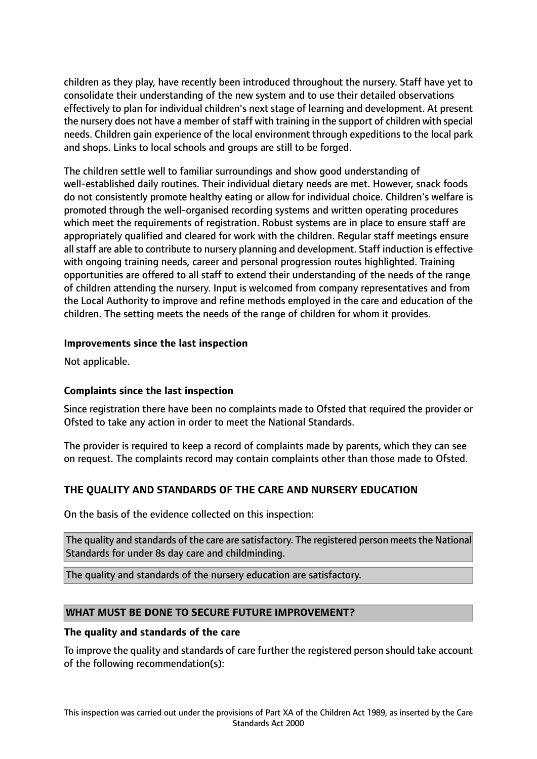children as they play, have recently been introduced throughout the nursery. Staff have yet to consolidate their understanding of the new system and to use their detailed observations effectively to plan for individual children's next stage of learning and development. At present the nursery does not have a member of staff with training in the support of children with special needs. Children gain experience of the local environment through expeditions to the local park and shops. Links to local schools and groups are still to be forged.

The children settle well to familiar surroundings and show good understanding of well-established daily routines. Their individual dietary needs are met. However, snack foods do not consistently promote healthy eating or allow for individual choice. Children's welfare is promoted through the well-organised recording systems and written operating procedures which meet the requirements of registration. Robust systems are in place to ensure staff are appropriately qualified and cleared for work with the children. Regular staff meetings ensure all staff are able to contribute to nursery planning and development. Staff induction is effective with ongoing training needs, career and personal progression routes highlighted. Training opportunities are offered to all staff to extend their understanding of the needs of the range of children attending the nursery. Input is welcomed from company representatives and from the Local Authority to improve and refine methods employed in the care and education of the children. The setting meets the needs of the range of children for whom it provides.

**Improvements since the last inspection**

Not applicable.

**Complaints since the last inspection**

Since registration there have been no complaints made to Ofsted that required the provider or Ofsted to take any action in order to meet the National Standards.

The provider is required to keep a record of complaints made by parents, which they can see on request. The complaints record may contain complaints other than those made to Ofsted.

## THE QUALITY AND STANDARDS OF THE CARE AND NURSERY EDUCATION

On the basis of the evidence collected on this inspection:

The quality and standards of the care are satisfactory. The registered person meets the National Standards for under 8s day care and childminding.

The quality and standards of the nursery education are satisfactory.

## WHAT MUST BE DONE TO SECURE FUTURE IMPROVEMENT?

**The quality and standards of the care**

To improve the quality and standards of care further the registered person should take account of the following recommendation(s):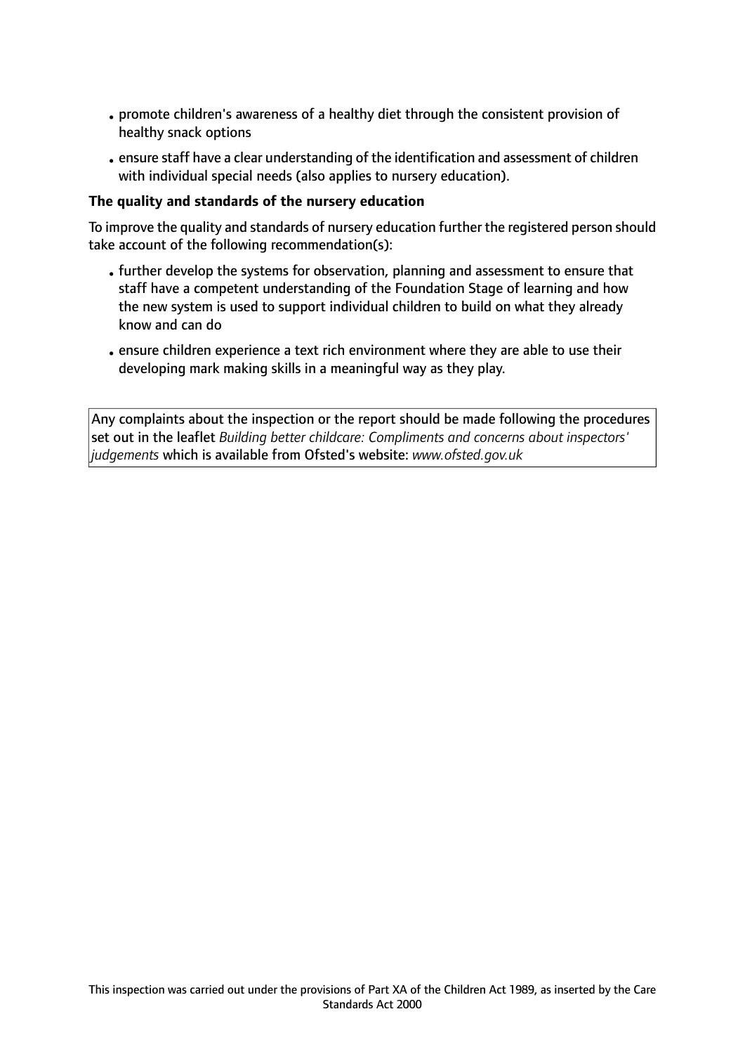- promote children's awareness of a healthy diet through the consistent provision of healthy snack options
- ensure staff have a clear understanding of the identification and assessment of children with individual special needs (also applies to nursery education).

**The quality and standards of the nursery education**

To improve the quality and standards of nursery education further the registered person should take account of the following recommendation(s):

- further develop the systems for observation, planning and assessment to ensure that staff have a competent understanding of the Foundation Stage of learning and how the new system is used to support individual children to build on what they already know and can do
- ensure children experience a text rich environment where they are able to use their developing mark making skills in a meaningful way as they play.

Any complaints about the inspection or the report should be made following the procedures set out in the leaflet *Building better childcare: Compliments and concerns about inspectors' judgements* which is available from Ofsted's website: *www.ofsted.gov.uk*

This inspection was carried out under the provisions of Part XA of the Children Act 1989, as inserted by the Care Standards Act 2000